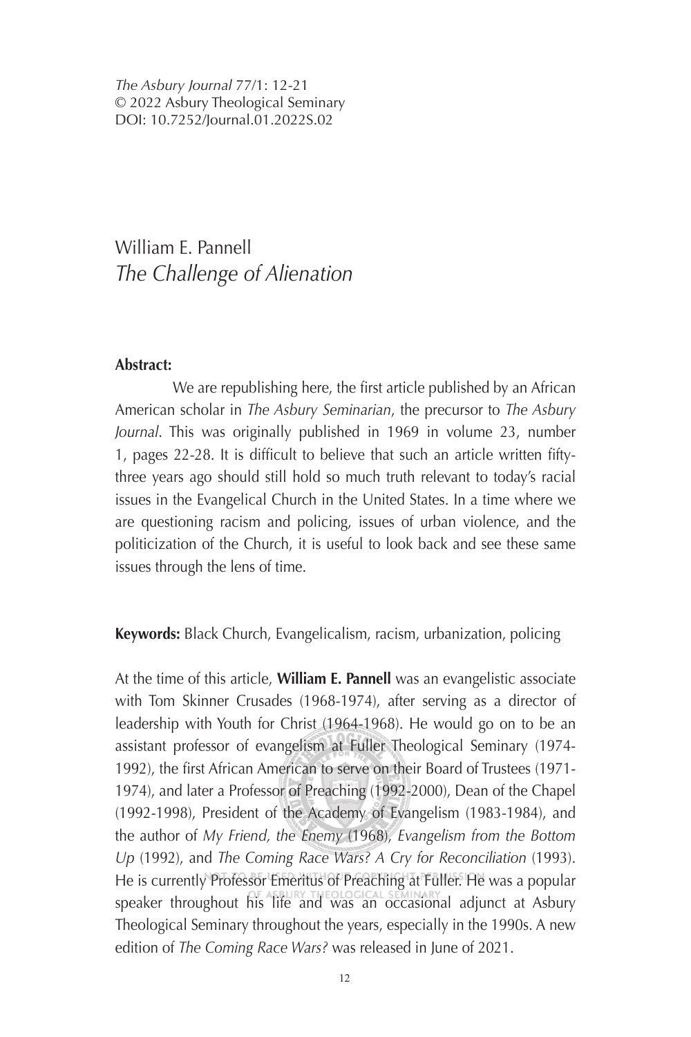*The Asbury Journal* 77/1: 12-21
© 2022 Asbury Theological Seminary
DOI: 10.7252/Journal.01.2022S.02

# William E. Pannell
## *The Challenge of Alienation*

**Abstract:**

We are republishing here, the first article published by an African American scholar in *The Asbury Seminarian*, the precursor to *The Asbury Journal*. This was originally published in 1969 in volume 23, number 1, pages 22-28. It is difficult to believe that such an article written fifty-three years ago should still hold so much truth relevant to today's racial issues in the Evangelical Church in the United States. In a time where we are questioning racism and policing, issues of urban violence, and the politicization of the Church, it is useful to look back and see these same issues through the lens of time.

**Keywords:** Black Church, Evangelicalism, racism, urbanization, policing

At the time of this article, **William E. Pannell** was an evangelistic associate with Tom Skinner Crusades (1968-1974), after serving as a director of leadership with Youth for Christ (1964-1968). He would go on to be an assistant professor of evangelism at Fuller Theological Seminary (1974-1992), the first African American to serve on their Board of Trustees (1971-1974), and later a Professor of Preaching (1992-2000), Dean of the Chapel (1992-1998), President of the Academy of Evangelism (1983-1984), and the author of *My Friend, the Enemy* (1968), *Evangelism from the Bottom Up* (1992), and *The Coming Race Wars? A Cry for Reconciliation* (1993). He is currently Professor Emeritus of Preaching at Fuller. He was a popular speaker throughout his life and was an occasional adjunct at Asbury Theological Seminary throughout the years, especially in the 1990s. A new edition of *The Coming Race Wars?* was released in June of 2021.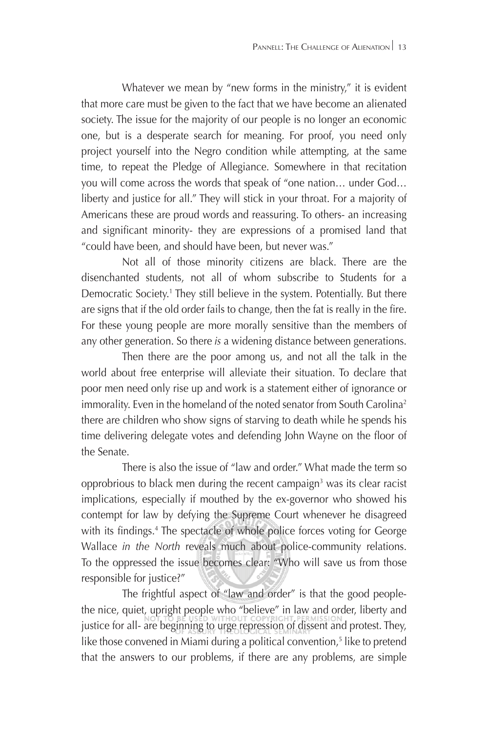Whatever we mean by "new forms in the ministry," it is evident that more care must be given to the fact that we have become an alienated society. The issue for the majority of our people is no longer an economic one, but is a desperate search for meaning. For proof, you need only project yourself into the Negro condition while attempting, at the same time, to repeat the Pledge of Allegiance. Somewhere in that recitation you will come across the words that speak of "one nation… under God… liberty and justice for all." They will stick in your throat. For a majority of Americans these are proud words and reassuring. To others- an increasing and significant minority- they are expressions of a promised land that "could have been, and should have been, but never was."

Not all of those minority citizens are black. There are the disenchanted students, not all of whom subscribe to Students for a Democratic Society.[1] They still believe in the system. Potentially. But there are signs that if the old order fails to change, then the fat is really in the fire. For these young people are more morally sensitive than the members of any other generation. So there *is* a widening distance between generations.

Then there are the poor among us, and not all the talk in the world about free enterprise will alleviate their situation. To declare that poor men need only rise up and work is a statement either of ignorance or immorality. Even in the homeland of the noted senator from South Carolina[2] there are children who show signs of starving to death while he spends his time delivering delegate votes and defending John Wayne on the floor of the Senate.

There is also the issue of "law and order." What made the term so opprobrious to black men during the recent campaign[3] was its clear racist implications, especially if mouthed by the ex-governor who showed his contempt for law by defying the Supreme Court whenever he disagreed with its findings.[4] The spectacle of whole police forces voting for George Wallace *in the North* reveals much about police-community relations. To the oppressed the issue becomes clear: "Who will save us from those responsible for justice?"

The frightful aspect of "law and order" is that the good people- the nice, quiet, upright people who "believe" in law and order, liberty and justice for all- are beginning to urge repression of dissent and protest. They, like those convened in Miami during a political convention,[5] like to pretend that the answers to our problems, if there are any problems, are simple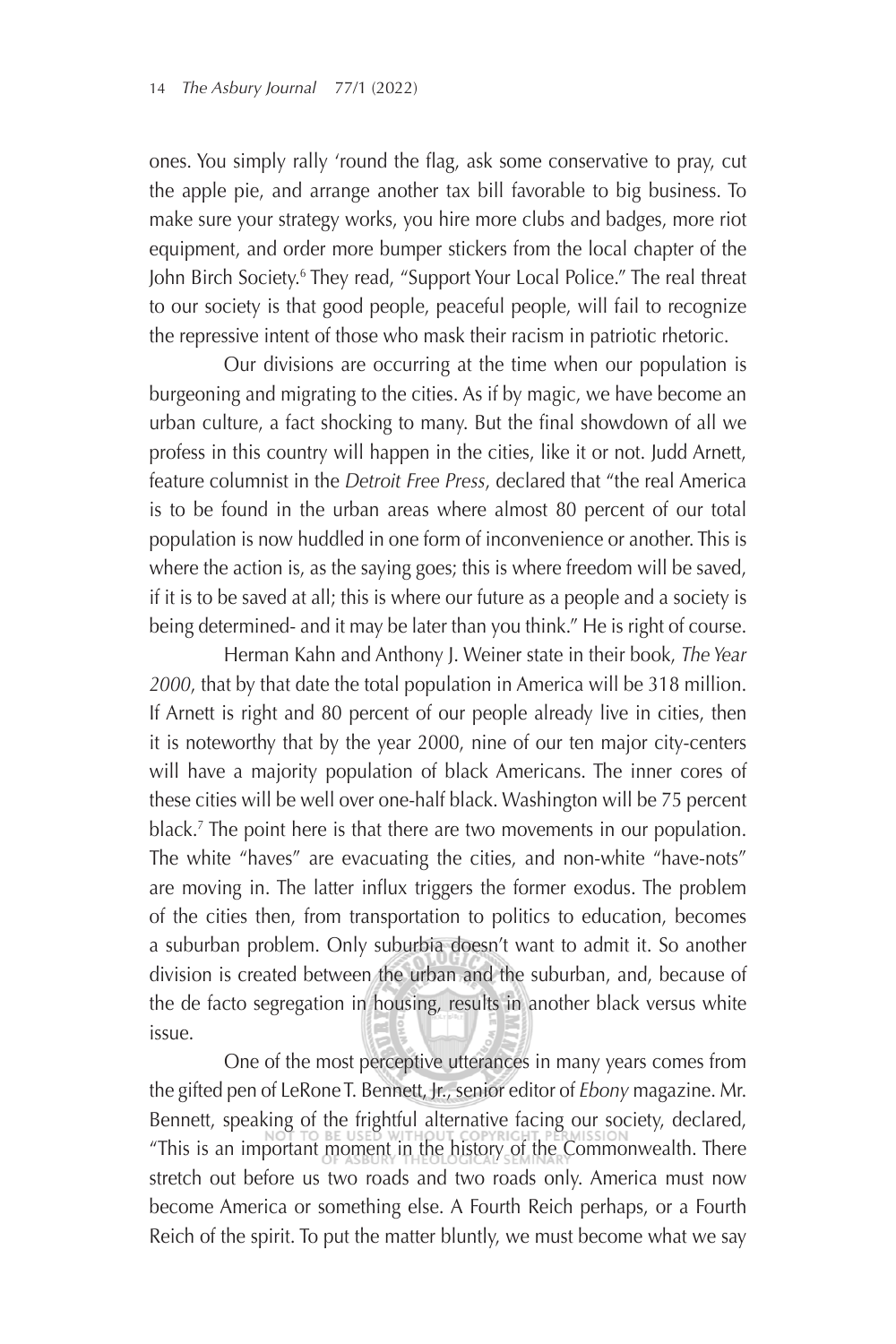ones. You simply rally 'round the flag, ask some conservative to pray, cut the apple pie, and arrange another tax bill favorable to big business. To make sure your strategy works, you hire more clubs and badges, more riot equipment, and order more bumper stickers from the local chapter of the John Birch Society.[6] They read, "Support Your Local Police." The real threat to our society is that good people, peaceful people, will fail to recognize the repressive intent of those who mask their racism in patriotic rhetoric.

Our divisions are occurring at the time when our population is burgeoning and migrating to the cities. As if by magic, we have become an urban culture, a fact shocking to many. But the final showdown of all we profess in this country will happen in the cities, like it or not. Judd Arnett, feature columnist in the *Detroit Free Press*, declared that "the real America is to be found in the urban areas where almost 80 percent of our total population is now huddled in one form of inconvenience or another. This is where the action is, as the saying goes; this is where freedom will be saved, if it is to be saved at all; this is where our future as a people and a society is being determined- and it may be later than you think." He is right of course.

Herman Kahn and Anthony J. Weiner state in their book, *The Year 2000*, that by that date the total population in America will be 318 million. If Arnett is right and 80 percent of our people already live in cities, then it is noteworthy that by the year 2000, nine of our ten major city-centers will have a majority population of black Americans. The inner cores of these cities will be well over one-half black. Washington will be 75 percent black.[7] The point here is that there are two movements in our population. The white "haves" are evacuating the cities, and non-white "have-nots" are moving in. The latter influx triggers the former exodus. The problem of the cities then, from transportation to politics to education, becomes a suburban problem. Only suburbia doesn't want to admit it. So another division is created between the urban and the suburban, and, because of the de facto segregation in housing, results in another black versus white issue.

One of the most perceptive utterances in many years comes from the gifted pen of LeRone T. Bennett, Jr., senior editor of *Ebony* magazine. Mr. Bennett, speaking of the frightful alternative facing our society, declared, "This is an important moment in the history of the Commonwealth. There stretch out before us two roads and two roads only. America must now become America or something else. A Fourth Reich perhaps, or a Fourth Reich of the spirit. To put the matter bluntly, we must become what we say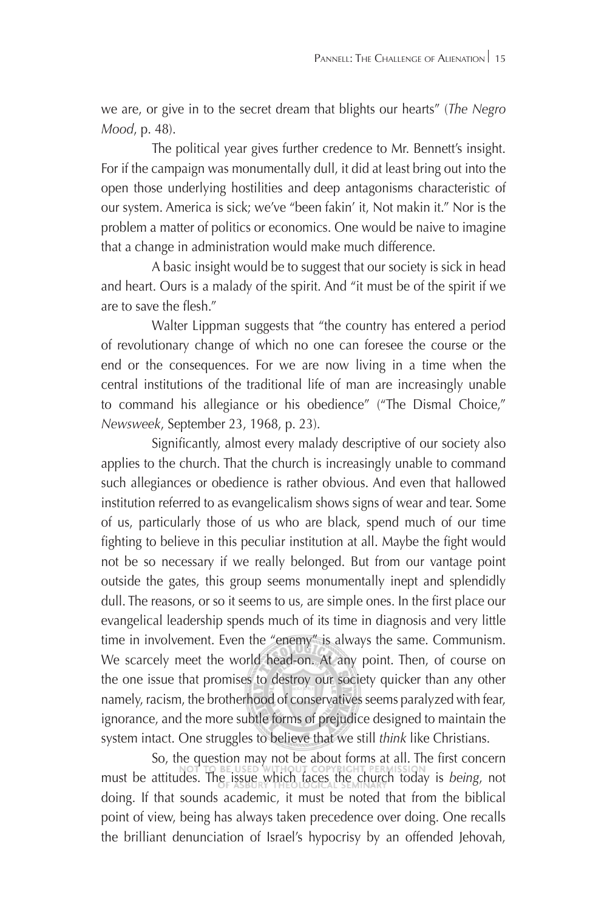we are, or give in to the secret dream that blights our hearts" (*The Negro Mood*, p. 48).

The political year gives further credence to Mr. Bennett's insight. For if the campaign was monumentally dull, it did at least bring out into the open those underlying hostilities and deep antagonisms characteristic of our system. America is sick; we've "been fakin' it, Not makin it." Nor is the problem a matter of politics or economics. One would be naive to imagine that a change in administration would make much difference.

A basic insight would be to suggest that our society is sick in head and heart. Ours is a malady of the spirit. And "it must be of the spirit if we are to save the flesh."

Walter Lippman suggests that "the country has entered a period of revolutionary change of which no one can foresee the course or the end or the consequences. For we are now living in a time when the central institutions of the traditional life of man are increasingly unable to command his allegiance or his obedience" ("The Dismal Choice," *Newsweek*, September 23, 1968, p. 23).

Significantly, almost every malady descriptive of our society also applies to the church. That the church is increasingly unable to command such allegiances or obedience is rather obvious. And even that hallowed institution referred to as evangelicalism shows signs of wear and tear. Some of us, particularly those of us who are black, spend much of our time fighting to believe in this peculiar institution at all. Maybe the fight would not be so necessary if we really belonged. But from our vantage point outside the gates, this group seems monumentally inept and splendidly dull. The reasons, or so it seems to us, are simple ones. In the first place our evangelical leadership spends much of its time in diagnosis and very little time in involvement. Even the "enemy" is always the same. Communism. We scarcely meet the world head-on. At any point. Then, of course on the one issue that promises to destroy our society quicker than any other namely, racism, the brotherhood of conservatives seems paralyzed with fear, ignorance, and the more subtle forms of prejudice designed to maintain the system intact. One struggles to believe that we still *think* like Christians.

So, the question may not be about forms at all. The first concern must be attitudes. The issue which faces the church today is *being*, not doing. If that sounds academic, it must be noted that from the biblical point of view, being has always taken precedence over doing. One recalls the brilliant denunciation of Israel's hypocrisy by an offended Jehovah,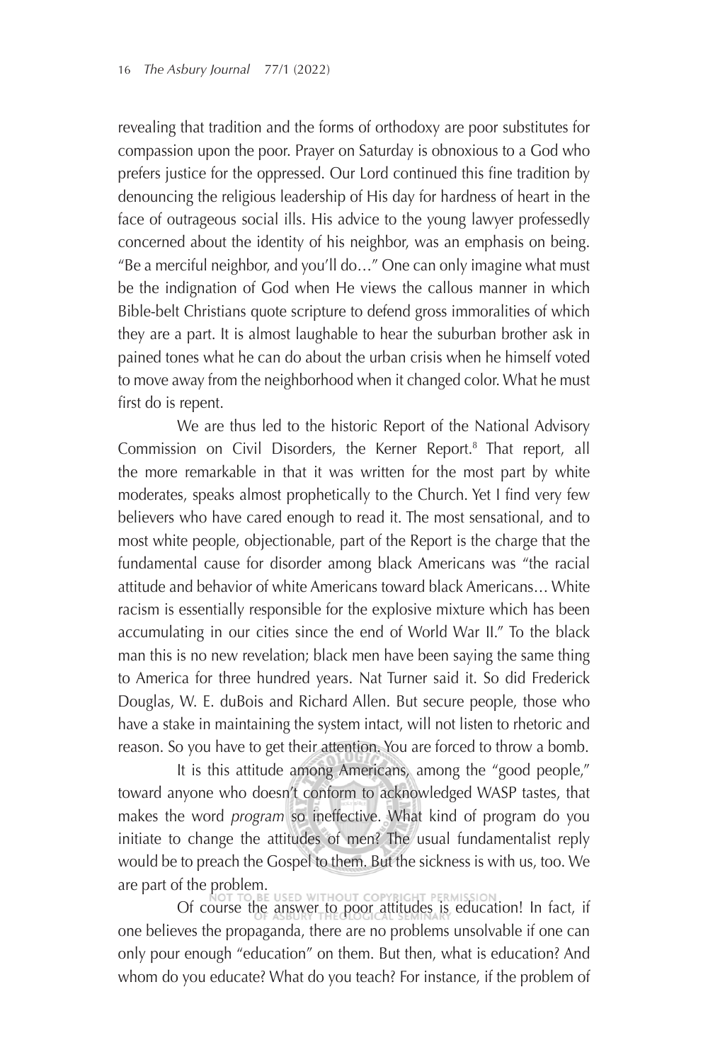revealing that tradition and the forms of orthodoxy are poor substitutes for compassion upon the poor. Prayer on Saturday is obnoxious to a God who prefers justice for the oppressed. Our Lord continued this fine tradition by denouncing the religious leadership of His day for hardness of heart in the face of outrageous social ills. His advice to the young lawyer professedly concerned about the identity of his neighbor, was an emphasis on being. "Be a merciful neighbor, and you'll do…" One can only imagine what must be the indignation of God when He views the callous manner in which Bible-belt Christians quote scripture to defend gross immoralities of which they are a part. It is almost laughable to hear the suburban brother ask in pained tones what he can do about the urban crisis when he himself voted to move away from the neighborhood when it changed color. What he must first do is repent.

We are thus led to the historic Report of the National Advisory Commission on Civil Disorders, the Kerner Report.[8] That report, all the more remarkable in that it was written for the most part by white moderates, speaks almost prophetically to the Church. Yet I find very few believers who have cared enough to read it. The most sensational, and to most white people, objectionable, part of the Report is the charge that the fundamental cause for disorder among black Americans was "the racial attitude and behavior of white Americans toward black Americans… White racism is essentially responsible for the explosive mixture which has been accumulating in our cities since the end of World War II." To the black man this is no new revelation; black men have been saying the same thing to America for three hundred years. Nat Turner said it. So did Frederick Douglas, W. E. duBois and Richard Allen. But secure people, those who have a stake in maintaining the system intact, will not listen to rhetoric and reason. So you have to get their attention. You are forced to throw a bomb.

It is this attitude among Americans, among the "good people," toward anyone who doesn't conform to acknowledged WASP tastes, that makes the word *program* so ineffective. What kind of program do you initiate to change the attitudes of men? The usual fundamentalist reply would be to preach the Gospel to them. But the sickness is with us, too. We are part of the problem.

Of course the answer to poor attitudes is education! In fact, if one believes the propaganda, there are no problems unsolvable if one can only pour enough "education" on them. But then, what is education? And whom do you educate? What do you teach? For instance, if the problem of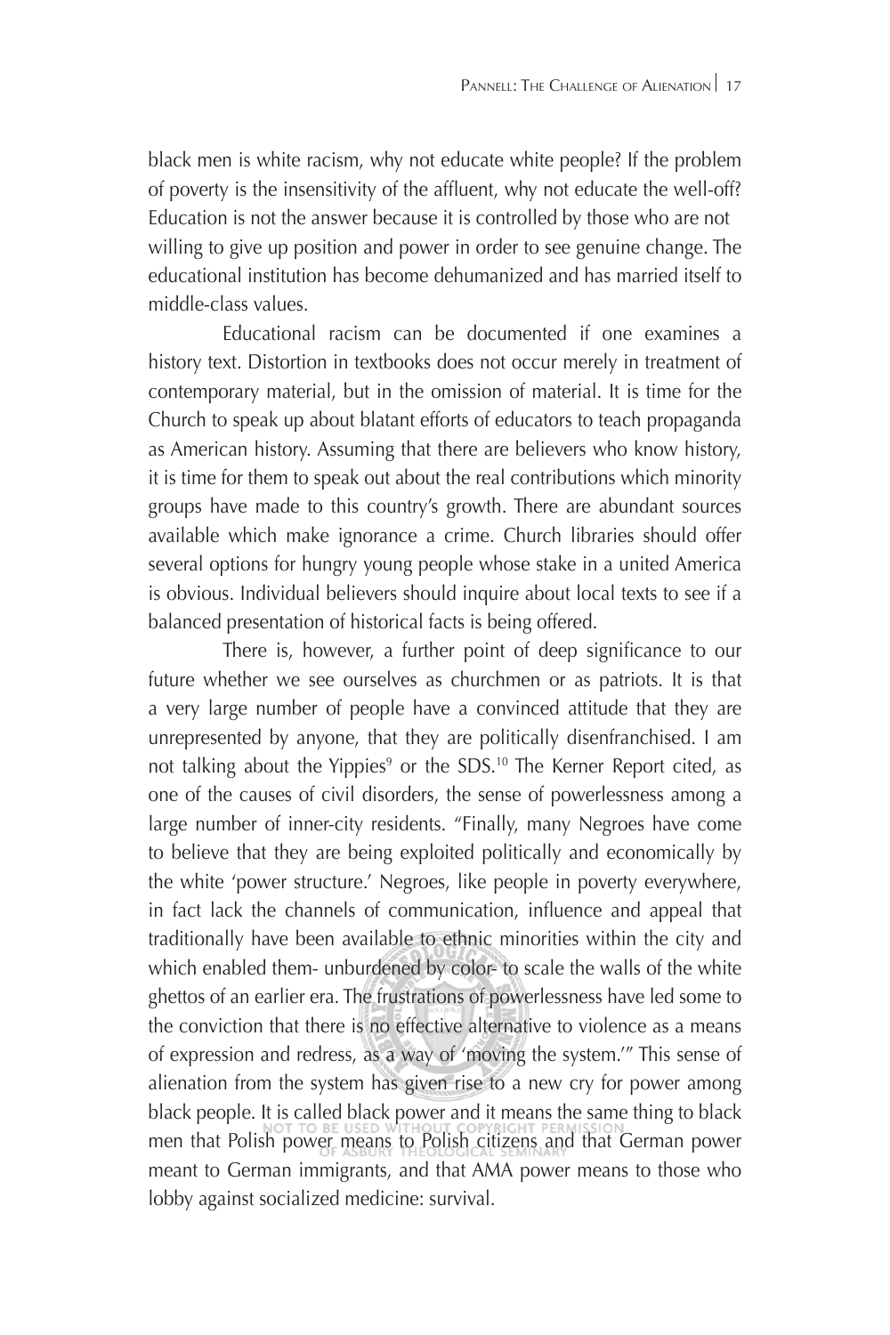black men is white racism, why not educate white people? If the problem of poverty is the insensitivity of the affluent, why not educate the well-off? Education is not the answer because it is controlled by those who are not willing to give up position and power in order to see genuine change. The educational institution has become dehumanized and has married itself to middle-class values.

Educational racism can be documented if one examines a history text. Distortion in textbooks does not occur merely in treatment of contemporary material, but in the omission of material. It is time for the Church to speak up about blatant efforts of educators to teach propaganda as American history. Assuming that there are believers who know history, it is time for them to speak out about the real contributions which minority groups have made to this country's growth. There are abundant sources available which make ignorance a crime. Church libraries should offer several options for hungry young people whose stake in a united America is obvious. Individual believers should inquire about local texts to see if a balanced presentation of historical facts is being offered.

There is, however, a further point of deep significance to our future whether we see ourselves as churchmen or as patriots. It is that a very large number of people have a convinced attitude that they are unrepresented by anyone, that they are politically disenfranchised. I am not talking about the Yippies[9] or the SDS.[10] The Kerner Report cited, as one of the causes of civil disorders, the sense of powerlessness among a large number of inner-city residents. "Finally, many Negroes have come to believe that they are being exploited politically and economically by the white 'power structure.' Negroes, like people in poverty everywhere, in fact lack the channels of communication, influence and appeal that traditionally have been available to ethnic minorities within the city and which enabled them- unburdened by color- to scale the walls of the white ghettos of an earlier era. The frustrations of powerlessness have led some to the conviction that there is no effective alternative to violence as a means of expression and redress, as a way of 'moving the system.'" This sense of alienation from the system has given rise to a new cry for power among black people. It is called black power and it means the same thing to black men that Polish power means to Polish citizens and that German power meant to German immigrants, and that AMA power means to those who lobby against socialized medicine: survival.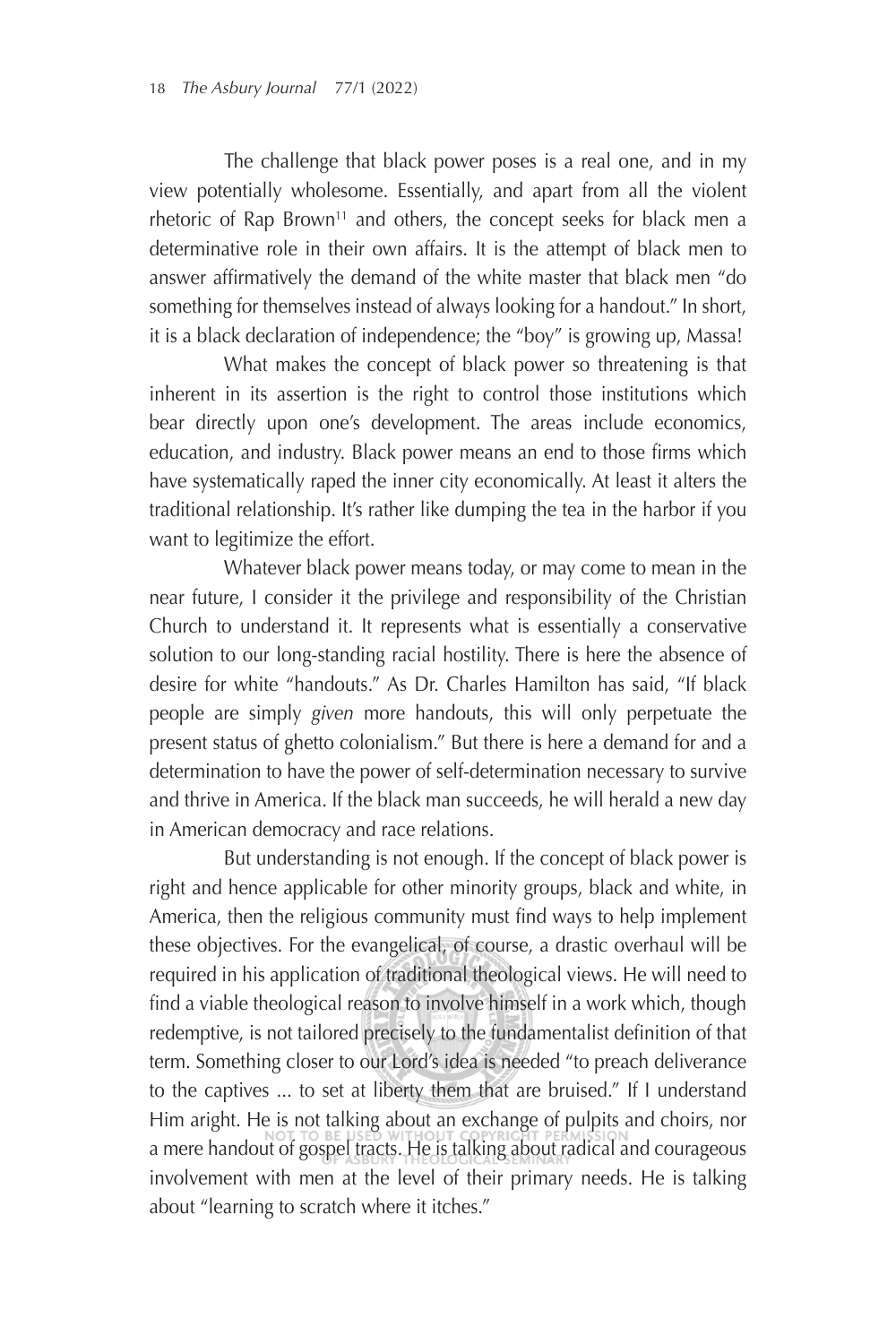The challenge that black power poses is a real one, and in my view potentially wholesome. Essentially, and apart from all the violent rhetoric of Rap Brown[11] and others, the concept seeks for black men a determinative role in their own affairs. It is the attempt of black men to answer affirmatively the demand of the white master that black men "do something for themselves instead of always looking for a handout." In short, it is a black declaration of independence; the "boy" is growing up, Massa!

What makes the concept of black power so threatening is that inherent in its assertion is the right to control those institutions which bear directly upon one's development. The areas include economics, education, and industry. Black power means an end to those firms which have systematically raped the inner city economically. At least it alters the traditional relationship. It's rather like dumping the tea in the harbor if you want to legitimize the effort.

Whatever black power means today, or may come to mean in the near future, I consider it the privilege and responsibility of the Christian Church to understand it. It represents what is essentially a conservative solution to our long-standing racial hostility. There is here the absence of desire for white "handouts." As Dr. Charles Hamilton has said, "If black people are simply *given* more handouts, this will only perpetuate the present status of ghetto colonialism." But there is here a demand for and a determination to have the power of self-determination necessary to survive and thrive in America. If the black man succeeds, he will herald a new day in American democracy and race relations.

But understanding is not enough. If the concept of black power is right and hence applicable for other minority groups, black and white, in America, then the religious community must find ways to help implement these objectives. For the evangelical, of course, a drastic overhaul will be required in his application of traditional theological views. He will need to find a viable theological reason to involve himself in a work which, though redemptive, is not tailored precisely to the fundamentalist definition of that term. Something closer to our Lord's idea is needed "to preach deliverance to the captives ... to set at liberty them that are bruised." If I understand Him aright. He is not talking about an exchange of pulpits and choirs, nor a mere handout of gospel tracts. He is talking about radical and courageous involvement with men at the level of their primary needs. He is talking about "learning to scratch where it itches."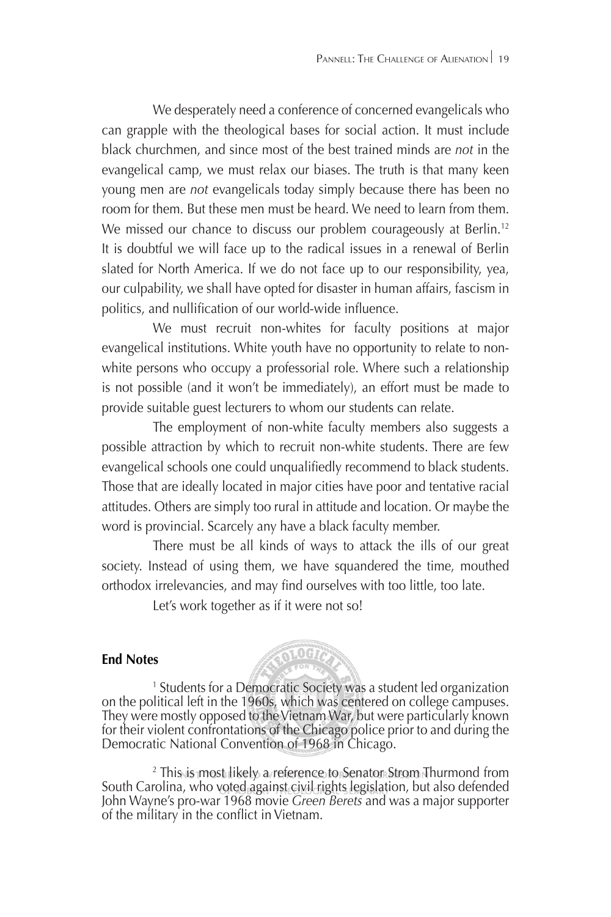We desperately need a conference of concerned evangelicals who can grapple with the theological bases for social action. It must include black churchmen, and since most of the best trained minds are *not* in the evangelical camp, we must relax our biases. The truth is that many keen young men are *not* evangelicals today simply because there has been no room for them. But these men must be heard. We need to learn from them. We missed our chance to discuss our problem courageously at Berlin.[12] It is doubtful we will face up to the radical issues in a renewal of Berlin slated for North America. If we do not face up to our responsibility, yea, our culpability, we shall have opted for disaster in human affairs, fascism in politics, and nullification of our world-wide influence.

We must recruit non-whites for faculty positions at major evangelical institutions. White youth have no opportunity to relate to non-white persons who occupy a professorial role. Where such a relationship is not possible (and it won't be immediately), an effort must be made to provide suitable guest lecturers to whom our students can relate.

The employment of non-white faculty members also suggests a possible attraction by which to recruit non-white students. There are few evangelical schools one could unqualifiedly recommend to black students. Those that are ideally located in major cities have poor and tentative racial attitudes. Others are simply too rural in attitude and location. Or maybe the word is provincial. Scarcely any have a black faculty member.

There must be all kinds of ways to attack the ills of our great society. Instead of using them, we have squandered the time, mouthed orthodox irrelevancies, and may find ourselves with too little, too late.

Let's work together as if it were not so!

**End Notes**

[1] Students for a Democratic Society was a student led organization on the political left in the 1960s, which was centered on college campuses. They were mostly opposed to the Vietnam War, but were particularly known for their violent confrontations of the Chicago police prior to and during the Democratic National Convention of 1968 in Chicago.

[2] This is most likely a reference to Senator Strom Thurmond from South Carolina, who voted against civil rights legislation, but also defended John Wayne's pro-war 1968 movie *Green Berets* and was a major supporter of the military in the conflict in Vietnam.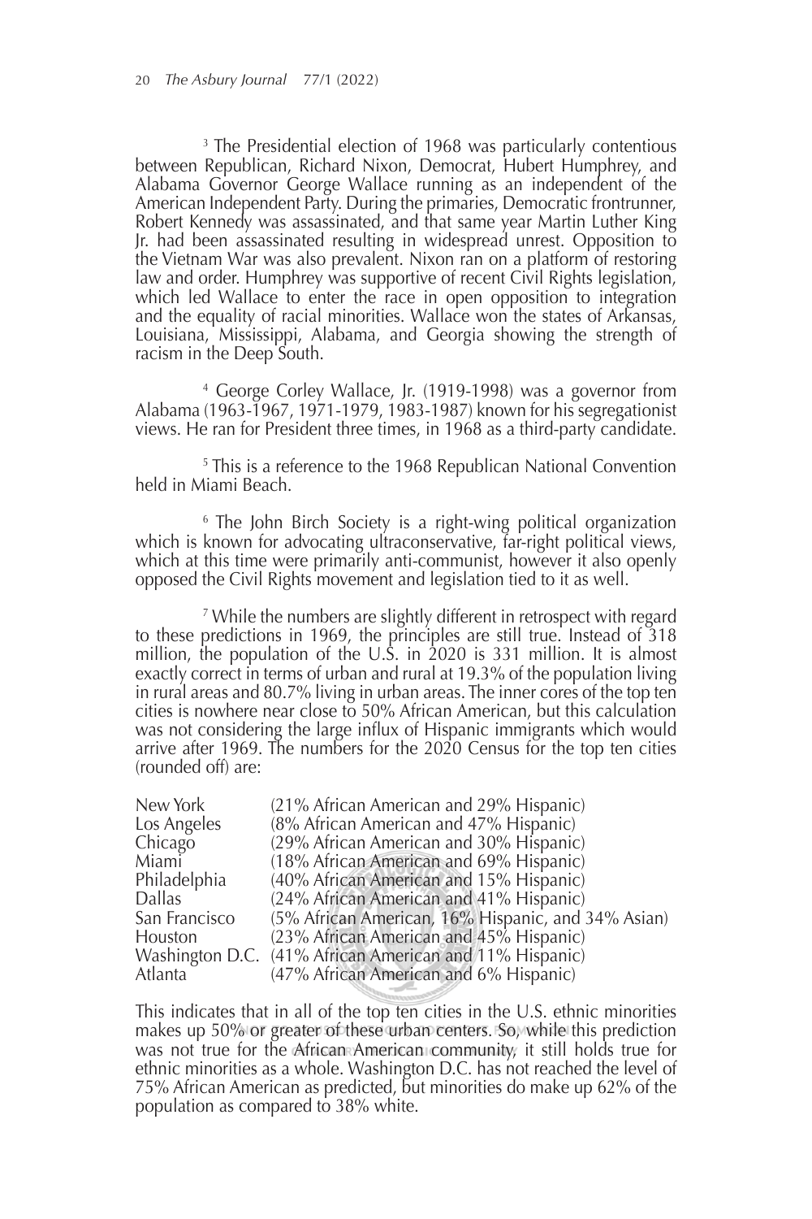[3] The Presidential election of 1968 was particularly contentious between Republican, Richard Nixon, Democrat, Hubert Humphrey, and Alabama Governor George Wallace running as an independent of the American Independent Party. During the primaries, Democratic frontrunner, Robert Kennedy was assassinated, and that same year Martin Luther King Jr. had been assassinated resulting in widespread unrest. Opposition to the Vietnam War was also prevalent. Nixon ran on a platform of restoring law and order. Humphrey was supportive of recent Civil Rights legislation, which led Wallace to enter the race in open opposition to integration and the equality of racial minorities. Wallace won the states of Arkansas, Louisiana, Mississippi, Alabama, and Georgia showing the strength of racism in the Deep South.

[4] George Corley Wallace, Jr. (1919-1998) was a governor from Alabama (1963-1967, 1971-1979, 1983-1987) known for his segregationist views. He ran for President three times, in 1968 as a third-party candidate.

[5] This is a reference to the 1968 Republican National Convention held in Miami Beach.

[6] The John Birch Society is a right-wing political organization which is known for advocating ultraconservative, far-right political views, which at this time were primarily anti-communist, however it also openly opposed the Civil Rights movement and legislation tied to it as well.

[7] While the numbers are slightly different in retrospect with regard to these predictions in 1969, the principles are still true. Instead of 318 million, the population of the U.S. in 2020 is 331 million. It is almost exactly correct in terms of urban and rural at 19.3% of the population living in rural areas and 80.7% living in urban areas. The inner cores of the top ten cities is nowhere near close to 50% African American, but this calculation was not considering the large influx of Hispanic immigrants which would arrive after 1969. The numbers for the 2020 Census for the top ten cities (rounded off) are:

| | |
|---|---|
| New York | (21% African American and 29% Hispanic) |
| Los Angeles | (8% African American and 47% Hispanic) |
| Chicago | (29% African American and 30% Hispanic) |
| Miami | (18% African American and 69% Hispanic) |
| Philadelphia | (40% African American and 15% Hispanic) |
| Dallas | (24% African American and 41% Hispanic) |
| San Francisco | (5% African American, 16% Hispanic, and 34% Asian) |
| Houston | (23% African American and 45% Hispanic) |
| Washington D.C. | (41% African American and 11% Hispanic) |
| Atlanta | (47% African American and 6% Hispanic) |

This indicates that in all of the top ten cities in the U.S. ethnic minorities makes up 50% or greater of these urban centers. So, while this prediction was not true for the African American community, it still holds true for ethnic minorities as a whole. Washington D.C. has not reached the level of 75% African American as predicted, but minorities do make up 62% of the population as compared to 38% white.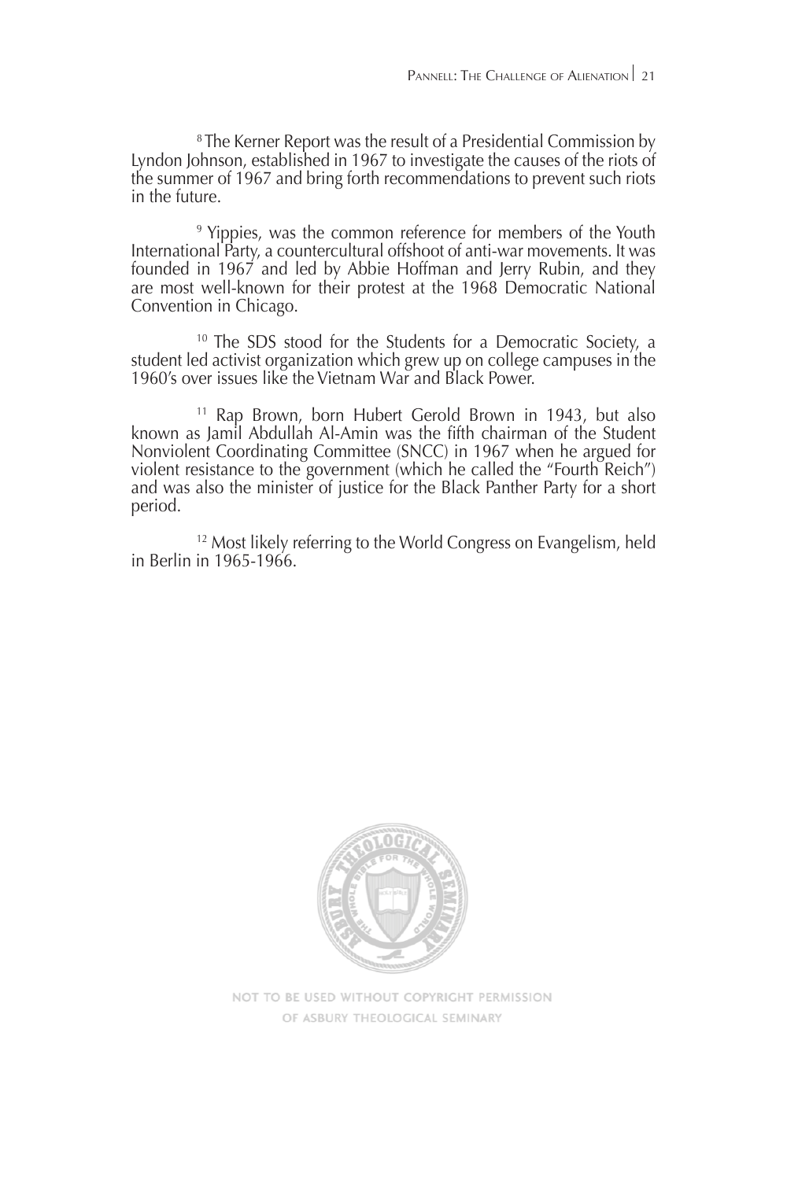[8] The Kerner Report was the result of a Presidential Commission by Lyndon Johnson, established in 1967 to investigate the causes of the riots of the summer of 1967 and bring forth recommendations to prevent such riots in the future.

[9] Yippies, was the common reference for members of the Youth International Party, a countercultural offshoot of anti-war movements. It was founded in 1967 and led by Abbie Hoffman and Jerry Rubin, and they are most well-known for their protest at the 1968 Democratic National Convention in Chicago.

[10] The SDS stood for the Students for a Democratic Society, a student led activist organization which grew up on college campuses in the 1960's over issues like the Vietnam War and Black Power.

[11] Rap Brown, born Hubert Gerold Brown in 1943, but also known as Jamil Abdullah Al-Amin was the fifth chairman of the Student Nonviolent Coordinating Committee (SNCC) in 1967 when he argued for violent resistance to the government (which he called the "Fourth Reich") and was also the minister of justice for the Black Panther Party for a short period.

[12] Most likely referring to the World Congress on Evangelism, held in Berlin in 1965-1966.

NOT TO BE USED WITHOUT COPYRIGHT PERMISSION OF ASBURY THEOLOGICAL SEMINARY